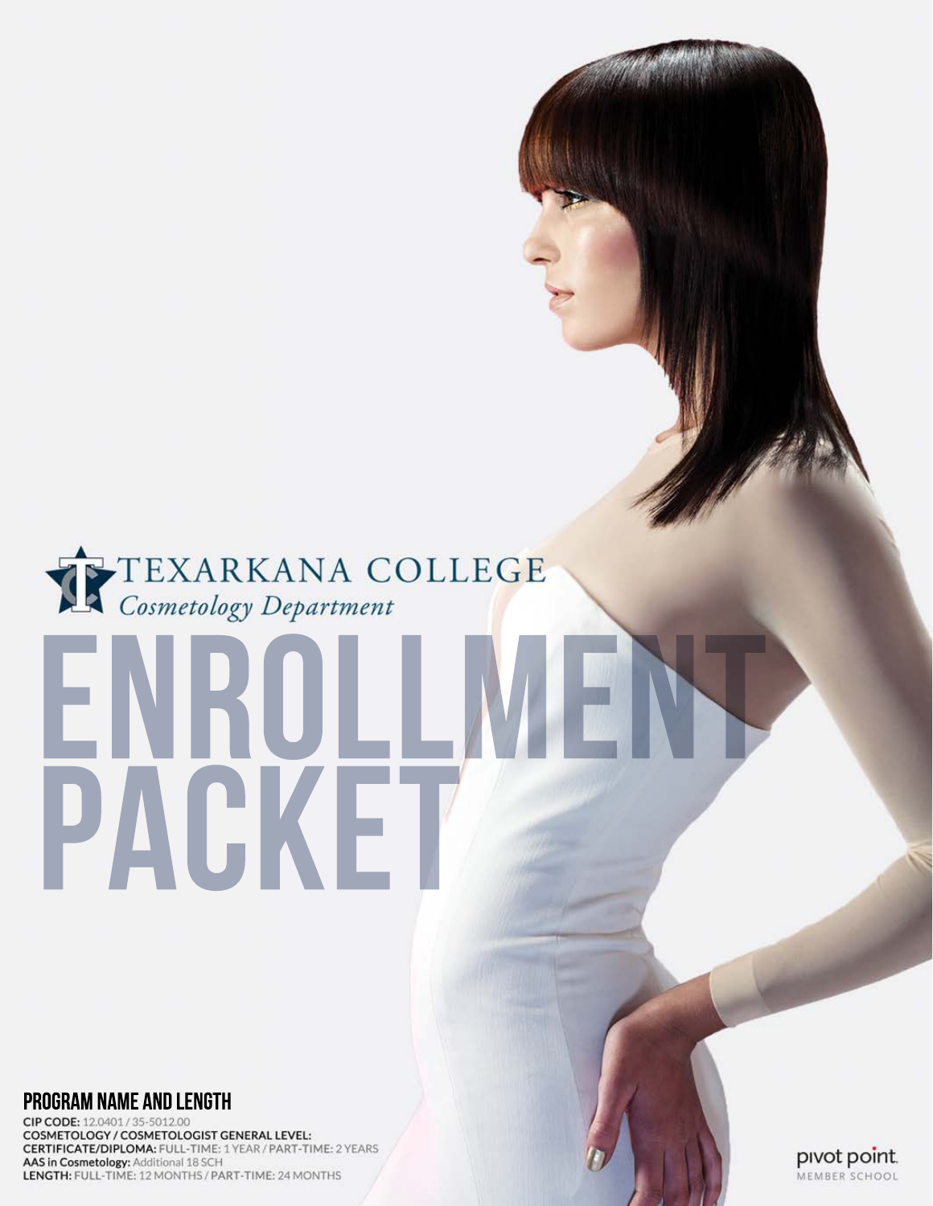# TEXARKANA COLLEGE

*Cosmetology Department*

# ENROLLMENT PACKET

## PROGRAM NAME AND LENGTH

**CIP CODE:** 12.0401 / 35-5012.00

**COSMETOLOGY / COSMETOLOGIST GENERAL LEVEL:**

**CERTIFICATE/DIPLOMA:** FULL-TIME: 1 YEAR / PART-TIME: 2 YEARS

**AAS in Cosmetology:** Additional 18 SCH

**LENGTH:** FULL-TIME: 12 MONTHS / PART-TIME: 24 MONTHS

pivot point. MEMBER SCHOOL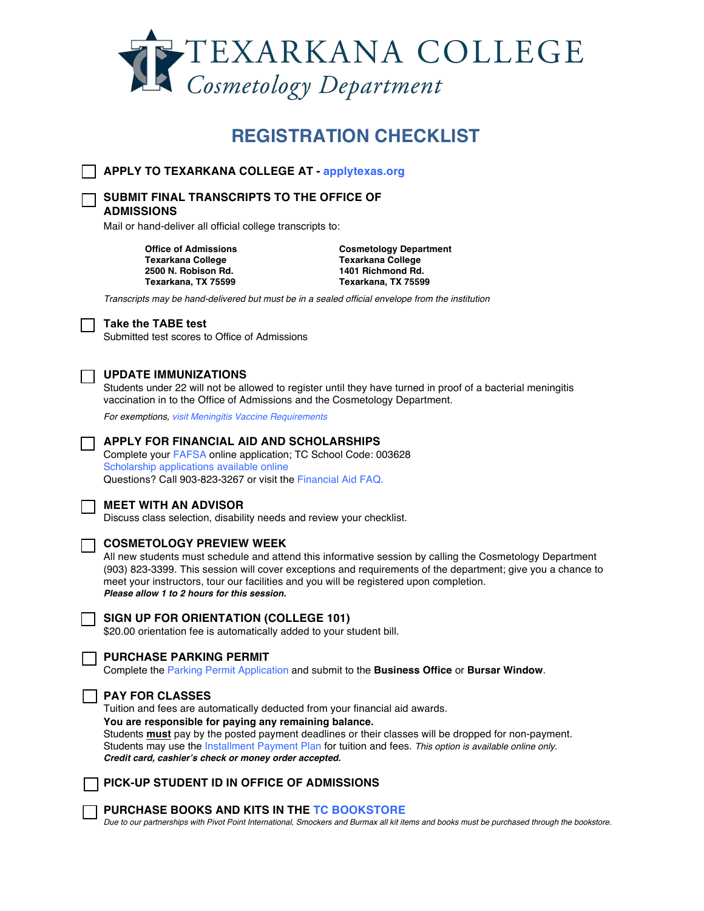# TEXARKANA COLLEGE
## *Cosmetology Department*

## REGISTRATION CHECKLIST

☐ **APPLY TO TEXARKANA COLLEGE AT - applytexas.org**

☐ **SUBMIT FINAL TRANSCRIPTS TO THE OFFICE OF ADMISSIONS**

Mail or hand-deliver all official college transcripts to:

**Office of Admissions**
**Texarkana College**
**2500 N. Robison Rd.**
**Texarkana, TX 75599**

**Cosmetology Department**
**Texarkana College**
**1401 Richmond Rd.**
**Texarkana, TX 75599**

*Transcripts may be hand-delivered but must be in a sealed official envelope from the institution*

☐ **Take the TABE test**

Submitted test scores to Office of Admissions

☐ **UPDATE IMMUNIZATIONS**

Students under 22 will not be allowed to register until they have turned in proof of a bacterial meningitis vaccination in to the Office of Admissions and the Cosmetology Department.

*For exemptions, visit Meningitis Vaccine Requirements*

☐ **APPLY FOR FINANCIAL AID AND SCHOLARSHIPS**

Complete your FAFSA online application; TC School Code: 003628
Scholarship applications available online
Questions? Call 903-823-3267 or visit the Financial Aid FAQ.

☐ **MEET WITH AN ADVISOR**

Discuss class selection, disability needs and review your checklist.

☐ **COSMETOLOGY PREVIEW WEEK**

All new students must schedule and attend this informative session by calling the Cosmetology Department (903) 823-3399. This session will cover exceptions and requirements of the department; give you a chance to meet your instructors, tour our facilities and you will be registered upon completion.
***Please allow 1 to 2 hours for this session.***

☐ **SIGN UP FOR ORIENTATION (COLLEGE 101)**

$20.00 orientation fee is automatically added to your student bill.

☐ **PURCHASE PARKING PERMIT**

Complete the Parking Permit Application and submit to the **Business Office** or **Bursar Window**.

☐ **PAY FOR CLASSES**

Tuition and fees are automatically deducted from your financial aid awards.
**You are responsible for paying any remaining balance.**
Students **must** pay by the posted payment deadlines or their classes will be dropped for non-payment.
Students may use the Installment Payment Plan for tuition and fees. *This option is available online only.*
***Credit card, cashier's check or money order accepted.***

☐ **PICK-UP STUDENT ID IN OFFICE OF ADMISSIONS**

☐ **PURCHASE BOOKS AND KITS IN THE TC BOOKSTORE**

*Due to our partnerships with Pivot Point International, Smockers and Burmax all kit items and books must be purchased through the bookstore.*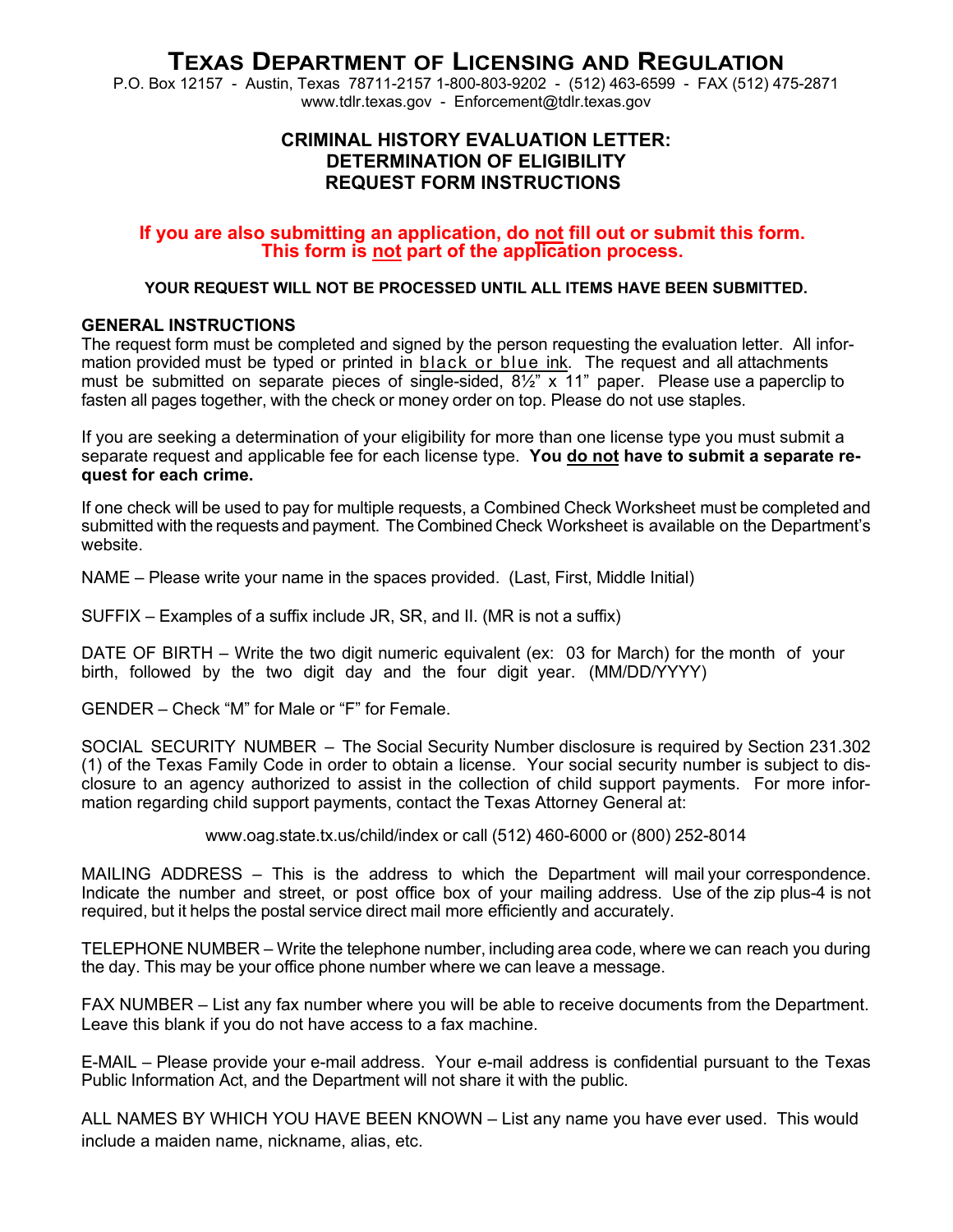# Texas Department of Licensing and Regulation

P.O. Box 12157 - Austin, Texas 78711-2157 1-800-803-9202 - (512) 463-6599 - FAX (512) 475-2871
www.tdlr.texas.gov - Enforcement@tdlr.texas.gov

## CRIMINAL HISTORY EVALUATION LETTER: DETERMINATION OF ELIGIBILITY REQUEST FORM INSTRUCTIONS

**If you are also submitting an application, do not fill out or submit this form. This form is not part of the application process.**

**YOUR REQUEST WILL NOT BE PROCESSED UNTIL ALL ITEMS HAVE BEEN SUBMITTED.**

### GENERAL INSTRUCTIONS

The request form must be completed and signed by the person requesting the evaluation letter. All information provided must be typed or printed in black or blue ink. The request and all attachments must be submitted on separate pieces of single-sided, 8½" x 11" paper. Please use a paperclip to fasten all pages together, with the check or money order on top. Please do not use staples.

If you are seeking a determination of your eligibility for more than one license type you must submit a separate request and applicable fee for each license type. **You do not have to submit a separate request for each crime.**

If one check will be used to pay for multiple requests, a Combined Check Worksheet must be completed and submitted with the requests and payment. The Combined Check Worksheet is available on the Department's website.

NAME – Please write your name in the spaces provided. (Last, First, Middle Initial)

SUFFIX – Examples of a suffix include JR, SR, and II. (MR is not a suffix)

DATE OF BIRTH – Write the two digit numeric equivalent (ex: 03 for March) for the month of your birth, followed by the two digit day and the four digit year. (MM/DD/YYYY)

GENDER – Check "M" for Male or "F" for Female.

SOCIAL SECURITY NUMBER – The Social Security Number disclosure is required by Section 231.302 (1) of the Texas Family Code in order to obtain a license. Your social security number is subject to disclosure to an agency authorized to assist in the collection of child support payments. For more information regarding child support payments, contact the Texas Attorney General at:

www.oag.state.tx.us/child/index or call (512) 460-6000 or (800) 252-8014

MAILING ADDRESS – This is the address to which the Department will mail your correspondence. Indicate the number and street, or post office box of your mailing address. Use of the zip plus-4 is not required, but it helps the postal service direct mail more efficiently and accurately.

TELEPHONE NUMBER – Write the telephone number, including area code, where we can reach you during the day. This may be your office phone number where we can leave a message.

FAX NUMBER – List any fax number where you will be able to receive documents from the Department. Leave this blank if you do not have access to a fax machine.

E-MAIL – Please provide your e-mail address. Your e-mail address is confidential pursuant to the Texas Public Information Act, and the Department will not share it with the public.

ALL NAMES BY WHICH YOU HAVE BEEN KNOWN – List any name you have ever used. This would include a maiden name, nickname, alias, etc.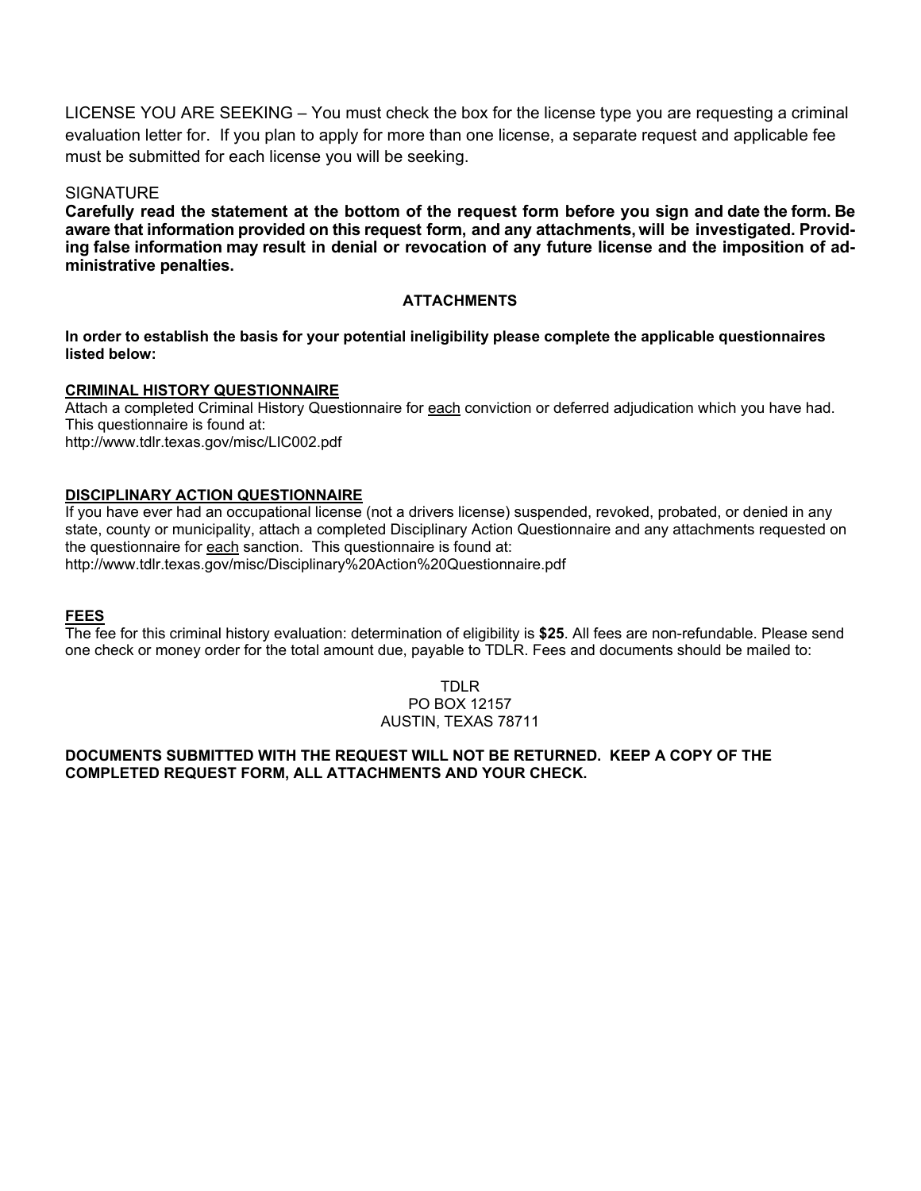LICENSE YOU ARE SEEKING – You must check the box for the license type you are requesting a criminal evaluation letter for. If you plan to apply for more than one license, a separate request and applicable fee must be submitted for each license you will be seeking.

SIGNATURE

**Carefully read the statement at the bottom of the request form before you sign and date the form. Be aware that information provided on this request form, and any attachments, will be investigated. Providing false information may result in denial or revocation of any future license and the imposition of administrative penalties.**

## ATTACHMENTS

**In order to establish the basis for your potential ineligibility please complete the applicable questionnaires listed below:**

**CRIMINAL HISTORY QUESTIONNAIRE**

Attach a completed Criminal History Questionnaire for each conviction or deferred adjudication which you have had. This questionnaire is found at:
http://www.tdlr.texas.gov/misc/LIC002.pdf

**DISCIPLINARY ACTION QUESTIONNAIRE**

If you have ever had an occupational license (not a drivers license) suspended, revoked, probated, or denied in any state, county or municipality, attach a completed Disciplinary Action Questionnaire and any attachments requested on the questionnaire for each sanction. This questionnaire is found at:
http://www.tdlr.texas.gov/misc/Disciplinary%20Action%20Questionnaire.pdf

**FEES**

The fee for this criminal history evaluation: determination of eligibility is **$25**. All fees are non-refundable. Please send one check or money order for the total amount due, payable to TDLR. Fees and documents should be mailed to:

TDLR
PO BOX 12157
AUSTIN, TEXAS 78711

**DOCUMENTS SUBMITTED WITH THE REQUEST WILL NOT BE RETURNED. KEEP A COPY OF THE COMPLETED REQUEST FORM, ALL ATTACHMENTS AND YOUR CHECK.**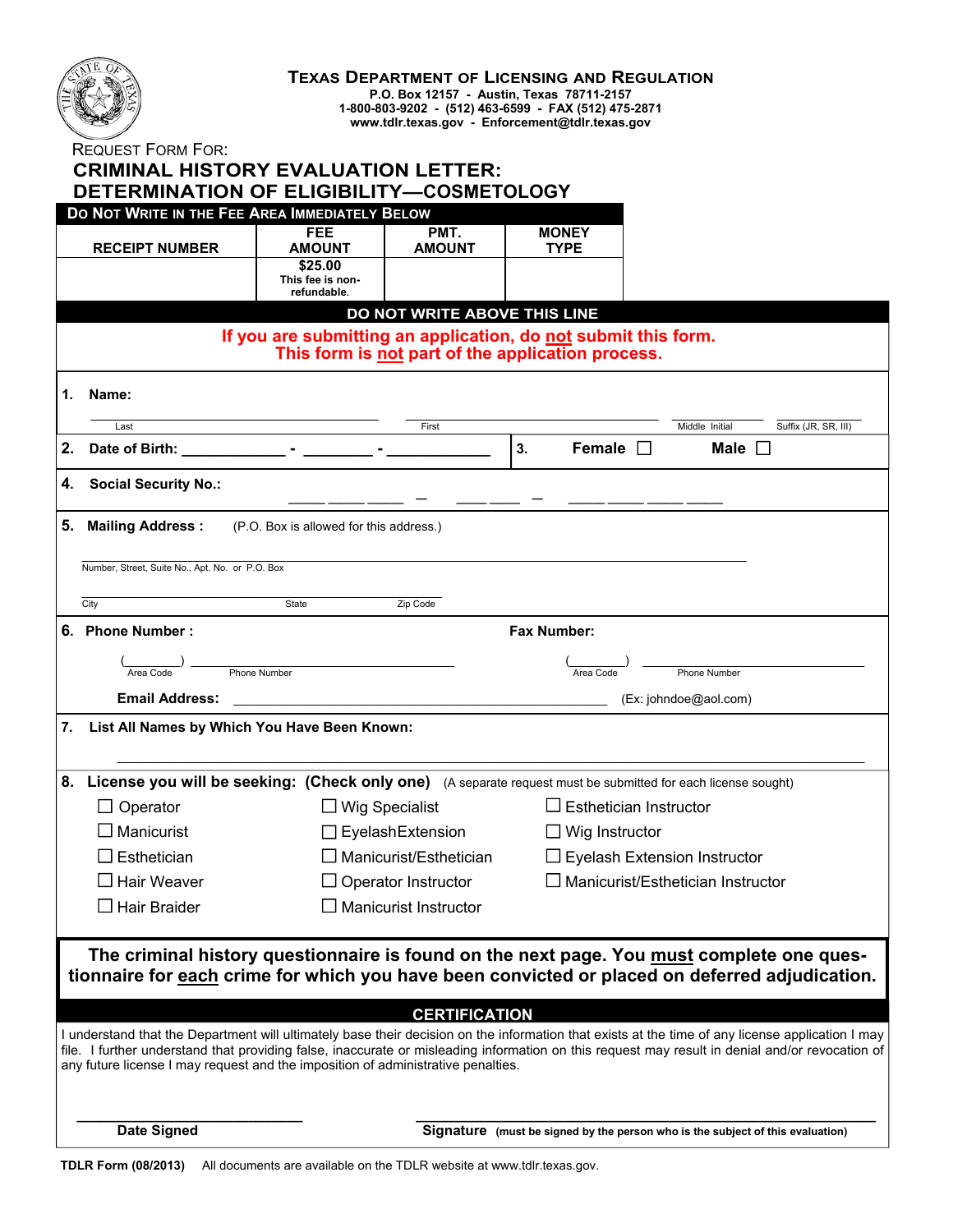# TEXAS DEPARTMENT OF LICENSING AND REGULATION

**P.O. Box 12157 - Austin, Texas 78711-2157**
**1-800-803-9202 - (512) 463-6599 - FAX (512) 475-2871**
**www.tdlr.texas.gov - Enforcement@tdlr.texas.gov**

REQUEST FORM FOR:

## CRIMINAL HISTORY EVALUATION LETTER: DETERMINATION OF ELIGIBILITY—COSMETOLOGY

**DO NOT WRITE IN THE FEE AREA IMMEDIATELY BELOW**

| RECEIPT NUMBER | FEE AMOUNT | PMT. AMOUNT | MONEY TYPE |
|---|---|---|---|
| | $25.00 This fee is non-refundable. | | |

**DO NOT WRITE ABOVE THIS LINE**

**If you are submitting an application, do not submit this form.**
**This form is not part of the application process.**

**1. Name:**

_______________ Last _______________ First _______ Middle Initial _______ Suffix (JR, SR, III)

**2. Date of Birth:** ____________ - ________ - ____________

**3. Female** ☐ **Male** ☐

**4. Social Security No.:** ___ ___ ___ – ___ ___ – ___ ___ ___ ___

**5. Mailing Address :** (P.O. Box is allowed for this address.)

_______________________________________________
Number, Street, Suite No., Apt. No. or P.O. Box

_______________________________________________
City State Zip Code

**6. Phone Number :** (______) ____________________
Area Code Phone Number

**Fax Number:** (______) ____________________
Area Code Phone Number

**Email Address:** _______________________________ (Ex: johndoe@aol.com)

**7. List All Names by Which You Have Been Known:**

_______________________________________________

**8. License you will be seeking: (Check only one)** (A separate request must be submitted for each license sought)

- ☐ Operator
- ☐ Manicurist
- ☐ Esthetician
- ☐ Hair Weaver
- ☐ Hair Braider
- ☐ Wig Specialist
- ☐ EyelashExtension
- ☐ Manicurist/Esthetician
- ☐ Operator Instructor
- ☐ Manicurist Instructor
- ☐ Esthetician Instructor
- ☐ Wig Instructor
- ☐ Eyelash Extension Instructor
- ☐ Manicurist/Esthetician Instructor

**The criminal history questionnaire is found on the next page. You must complete one questionnaire for each crime for which you have been convicted or placed on deferred adjudication.**

**CERTIFICATION**

I understand that the Department will ultimately base their decision on the information that exists at the time of any license application I may file. I further understand that providing false, inaccurate or misleading information on this request may result in denial and/or revocation of any future license I may request and the imposition of administrative penalties.

_______________________ **Date Signed**

_______________________ **Signature** (must be signed by the person who is the subject of this evaluation)

**TDLR Form (08/2013)** All documents are available on the TDLR website at www.tdlr.texas.gov.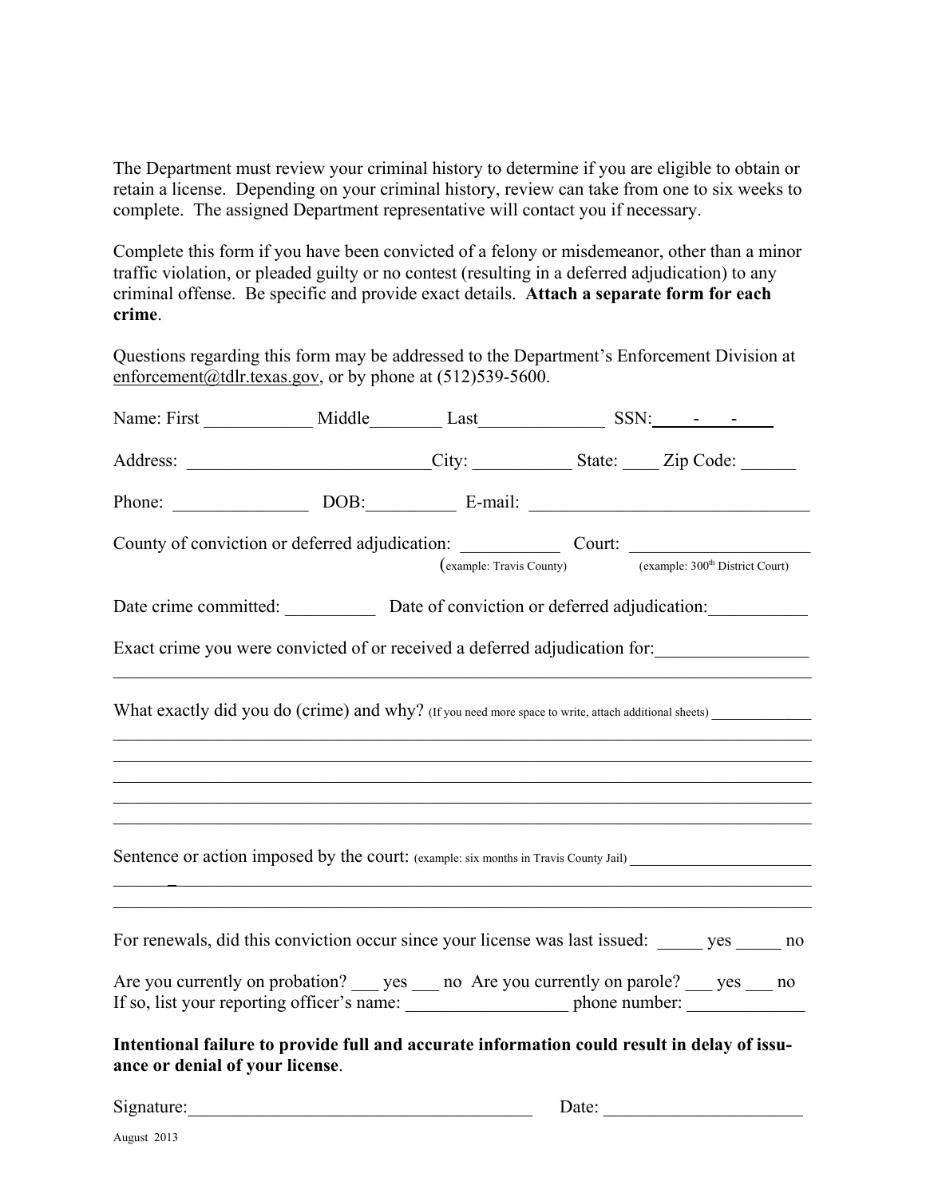The Department must review your criminal history to determine if you are eligible to obtain or retain a license. Depending on your criminal history, review can take from one to six weeks to complete. The assigned Department representative will contact you if necessary.

Complete this form if you have been convicted of a felony or misdemeanor, other than a minor traffic violation, or pleaded guilty or no contest (resulting in a deferred adjudication) to any criminal offense. Be specific and provide exact details. **Attach a separate form for each crime**.

Questions regarding this form may be addressed to the Department's Enforcement Division at enforcement@tdlr.texas.gov, or by phone at (512)539-5600.

Name: First ____________ Middle________ Last______________ SSN: ____-___-____

Address: __________________________City: ___________ State: ____ Zip Code: ______

Phone: _______________ DOB:__________ E-mail: _______________________________

County of conviction or deferred adjudication: ___________ Court: ___________________
(example: Travis County) (example: 300th District Court)

Date crime committed: __________ Date of conviction or deferred adjudication:___________

Exact crime you were convicted of or received a deferred adjudication for:________________
_____________________________________________________________________________

What exactly did you do (crime) and why? (If you need more space to write, attach additional sheets) ____________
_____________________________________________________________________________
_____________________________________________________________________________
_____________________________________________________________________________
_____________________________________________________________________________
_____________________________________________________________________________

Sentence or action imposed by the court: (example: six months in Travis County Jail) ______________________
_____________________________________________________________________________
_____________________________________________________________________________

For renewals, did this conviction occur since your license was last issued: _____ yes _____ no

Are you currently on probation? ___ yes ___ no Are you currently on parole? ___ yes ___ no
If so, list your reporting officer's name: __________________ phone number: _____________

**Intentional failure to provide full and accurate information could result in delay of issuance or denial of your license**.

Signature:______________________________________ Date: ______________________

August 2013